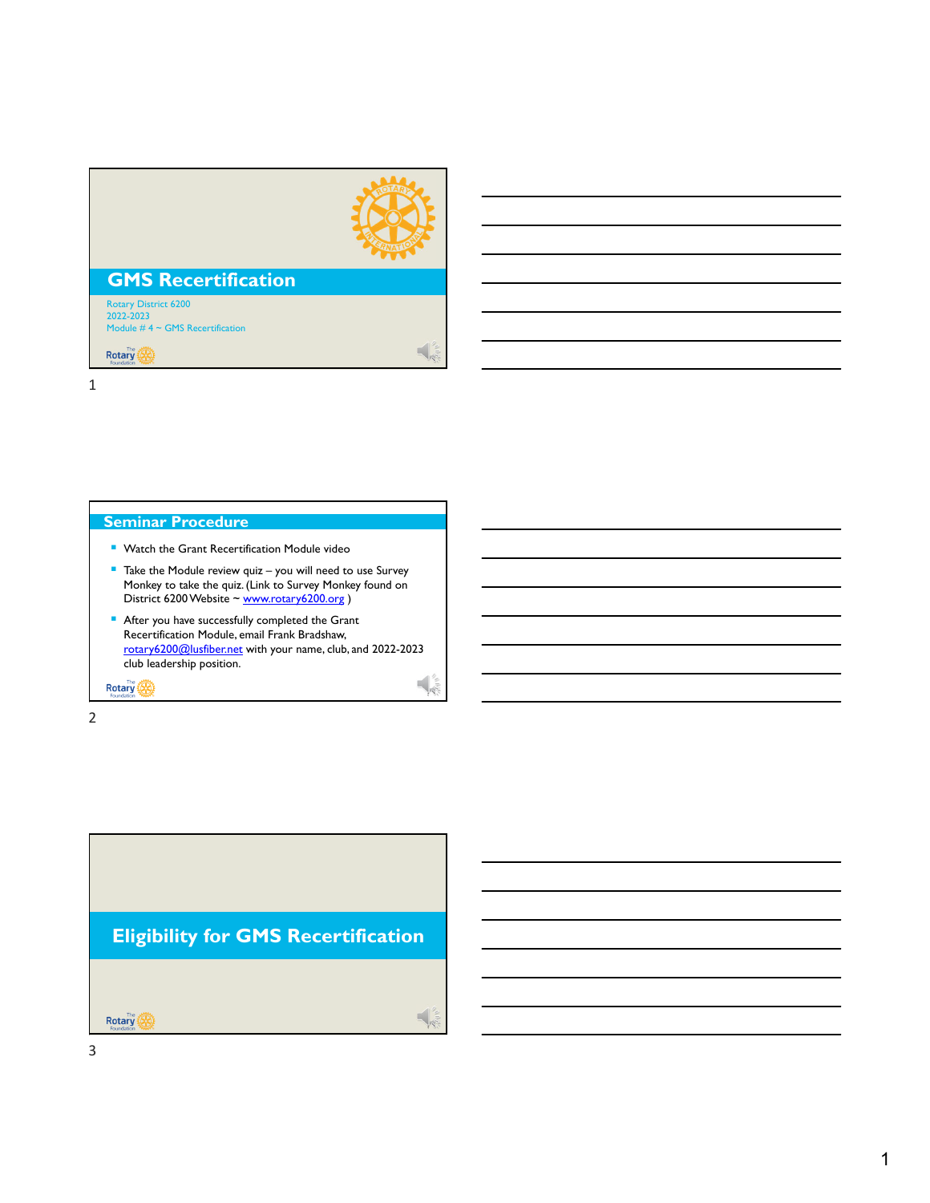# GMS Recertification

Rotary District 6200
2022-2023
Module # 4 ~ GMS Recertification

## Seminar Procedure

- Watch the Grant Recertification Module video
- Take the Module review quiz – you will need to use Survey Monkey to take the quiz. (Link to Survey Monkey found on District 6200 Website ~ www.rotary6200.org )
- After you have successfully completed the Grant Recertification Module, email Frank Bradshaw, rotary6200@lusfiber.net with your name, club, and 2022-2023 club leadership position.

## Eligibility for GMS Recertification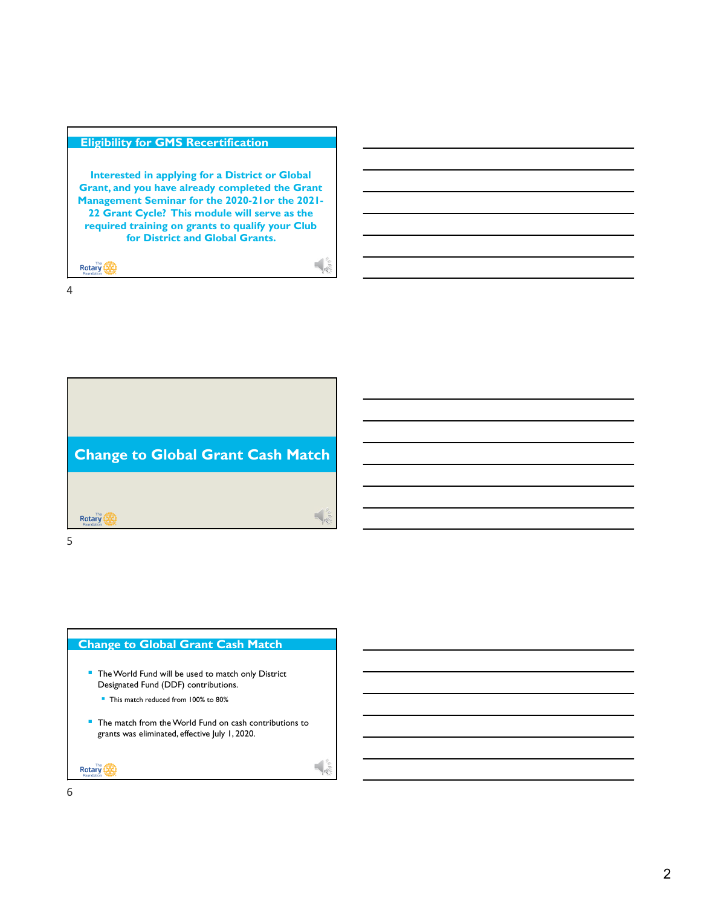## Eligibility for GMS Recertification

**Interested in applying for a District or Global Grant, and you have already completed the Grant Management Seminar for the 2020-21or the 2021-22 Grant Cycle? This module will serve as the required training on grants to qualify your Club for District and Global Grants.**

## Change to Global Grant Cash Match

## Change to Global Grant Cash Match

- The World Fund will be used to match only District Designated Fund (DDF) contributions.
  - This match reduced from 100% to 80%
- The match from the World Fund on cash contributions to grants was eliminated, effective July 1, 2020.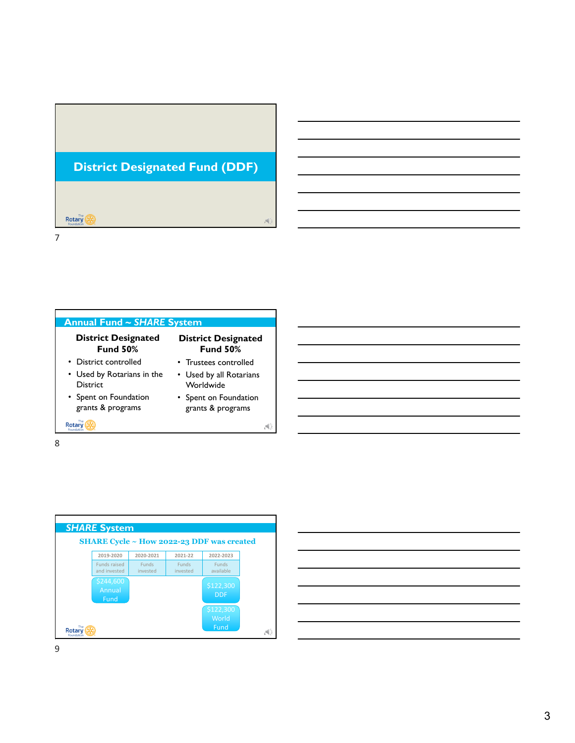## District Designated Fund (DDF)

## Annual Fund ~ *SHARE* System

**District Designated Fund 50%**

- District controlled
- Used by Rotarians in the District
- Spent on Foundation grants & programs

**District Designated Fund 50%**

- Trustees controlled
- Used by all Rotarians Worldwide
- Spent on Foundation grants & programs

## *SHARE* System

### SHARE Cycle ~ How 2022-23 DDF was created

| 2019-2020 | 2020-2021 | 2021-22 | 2022-2023 |
|---|---|---|---|
| Funds raised and invested | Funds invested | Funds invested | Funds available |
| $244,600 Annual Fund | | | $122,300 DDF |
| | | | $122,300 World Fund |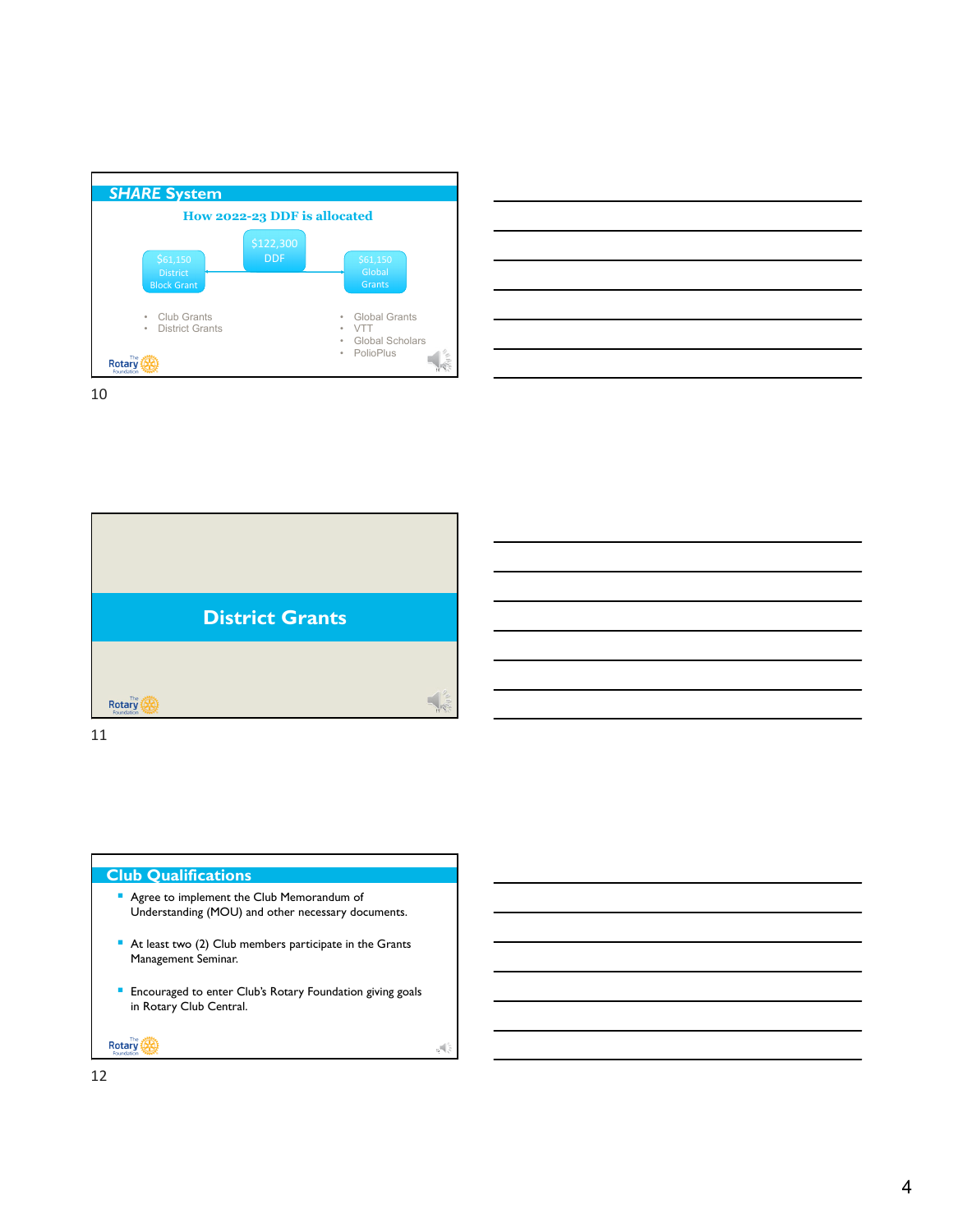## *SHARE* System

### How 2022-23 DDF is allocated

$122,300 DDF

$61,150 District Block Grant

- Club Grants
- District Grants

$61,150 Global Grants

- Global Grants
- VTT
- Global Scholars
- PolioPlus

## District Grants

## Club Qualifications

- Agree to implement the Club Memorandum of Understanding (MOU) and other necessary documents.
- At least two (2) Club members participate in the Grants Management Seminar.
- Encouraged to enter Club's Rotary Foundation giving goals in Rotary Club Central.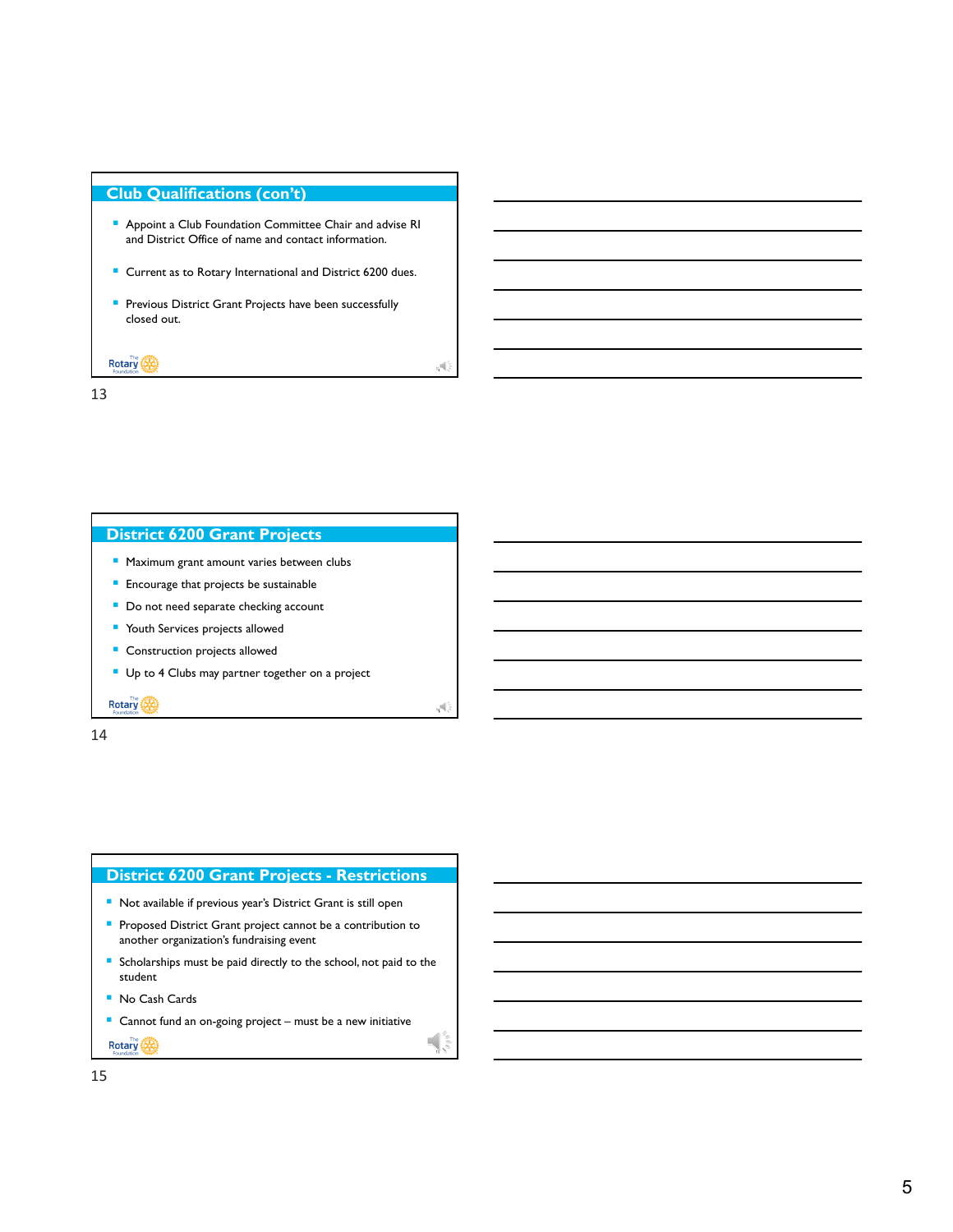## Club Qualifications (con't)

- Appoint a Club Foundation Committee Chair and advise RI and District Office of name and contact information.
- Current as to Rotary International and District 6200 dues.
- Previous District Grant Projects have been successfully closed out.

13

## District 6200 Grant Projects

- Maximum grant amount varies between clubs
- Encourage that projects be sustainable
- Do not need separate checking account
- Youth Services projects allowed
- Construction projects allowed
- Up to 4 Clubs may partner together on a project

14

## District 6200 Grant Projects - Restrictions

- Not available if previous year's District Grant is still open
- Proposed District Grant project cannot be a contribution to another organization's fundraising event
- Scholarships must be paid directly to the school, not paid to the student
- No Cash Cards
- Cannot fund an on-going project – must be a new initiative

15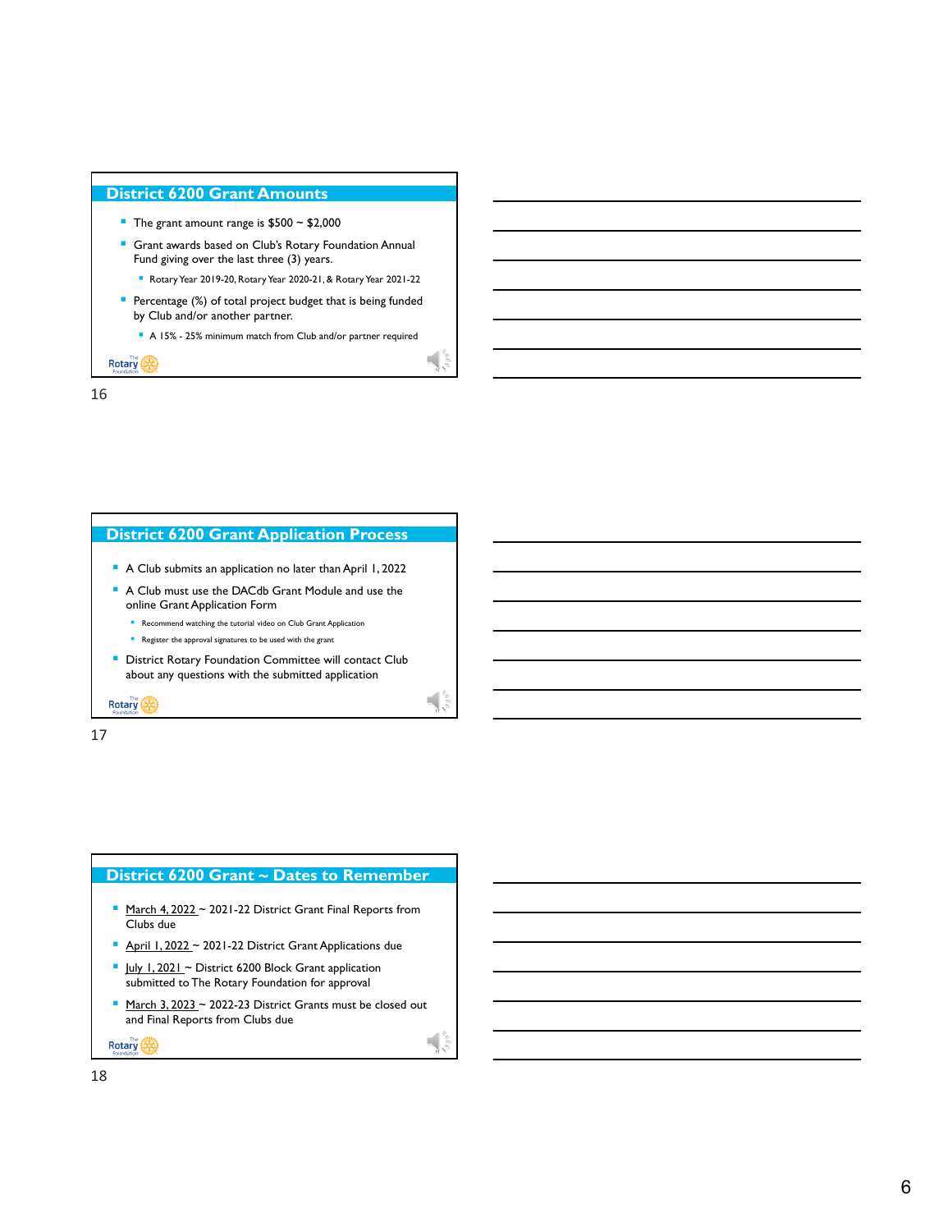## District 6200 Grant Amounts

- The grant amount range is $500 ~ $2,000
- Grant awards based on Club's Rotary Foundation Annual Fund giving over the last three (3) years.
  - Rotary Year 2019-20, Rotary Year 2020-21, & Rotary Year 2021-22
- Percentage (%) of total project budget that is being funded by Club and/or another partner.
  - A 15% - 25% minimum match from Club and/or partner required

## District 6200 Grant Application Process

- A Club submits an application no later than April 1, 2022
- A Club must use the DACdb Grant Module and use the online Grant Application Form
  - Recommend watching the tutorial video on Club Grant Application
  - Register the approval signatures to be used with the grant
- District Rotary Foundation Committee will contact Club about any questions with the submitted application

## District 6200 Grant ~ Dates to Remember

- March 4, 2022 ~ 2021-22 District Grant Final Reports from Clubs due
- April 1, 2022 ~ 2021-22 District Grant Applications due
- July 1, 2021 ~ District 6200 Block Grant application submitted to The Rotary Foundation for approval
- March 3, 2023 ~ 2022-23 District Grants must be closed out and Final Reports from Clubs due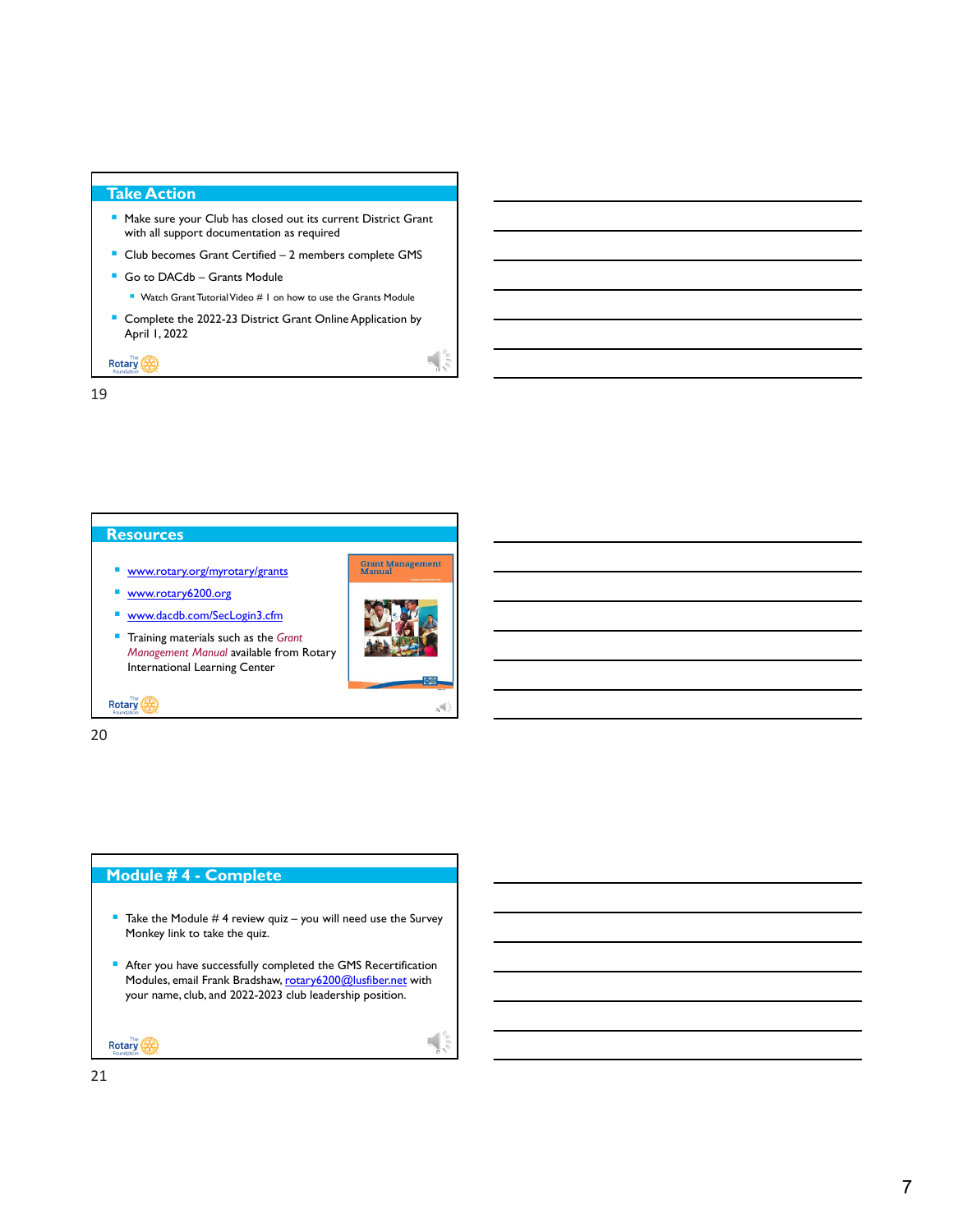## Take Action

- Make sure your Club has closed out its current District Grant with all support documentation as required
- Club becomes Grant Certified – 2 members complete GMS
- Go to DACdb – Grants Module
  - Watch Grant Tutorial Video # 1 on how to use the Grants Module
- Complete the 2022-23 District Grant Online Application by April 1, 2022

19

## Resources

- www.rotary.org/myrotary/grants
- www.rotary6200.org
- www.dacdb.com/SecLogin3.cfm
- Training materials such as the *Grant Management Manual* available from Rotary International Learning Center

Grant Management Manual

20

## Module # 4 - Complete

- Take the Module # 4 review quiz – you will need use the Survey Monkey link to take the quiz.
- After you have successfully completed the GMS Recertification Modules, email Frank Bradshaw, rotary6200@lusfiber.net with your name, club, and 2022-2023 club leadership position.

21